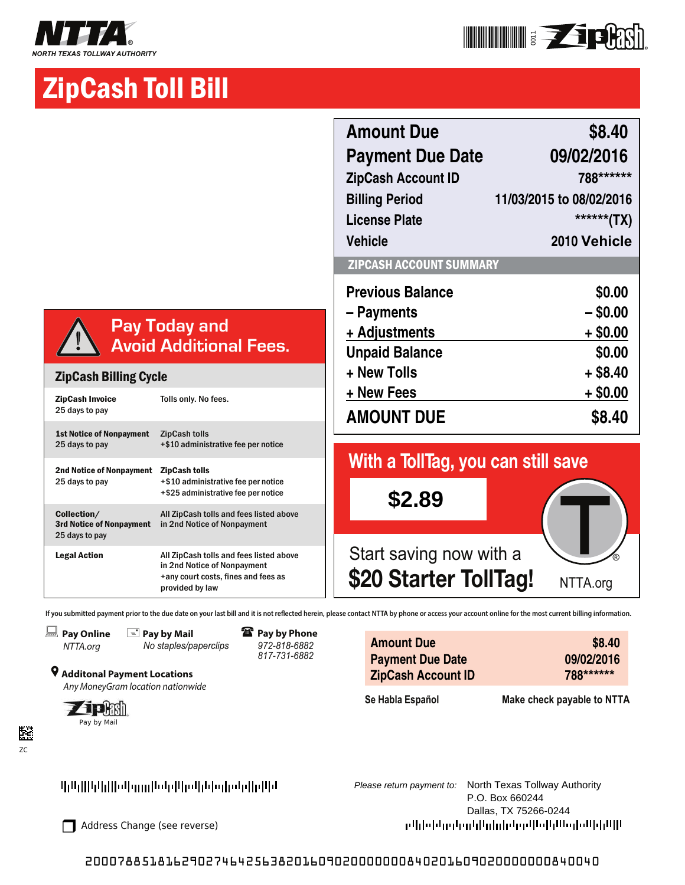**NTTA**
NORTH TEXAS TOLLWAY AUTHORITY

0011 ZipCash

# ZipCash Toll Bill

| | |
|---|---|
| **Amount Due** | **$8.40** |
| **Payment Due Date** | **09/02/2016** |
| ZipCash Account ID | 788****** |
| Billing Period | 11/03/2015 to 08/02/2016 |
| License Plate | ******(TX) |
| Vehicle | 2010 Vehicle |

## ZIPCASH ACCOUNT SUMMARY

| | |
|---|---|
| Previous Balance | $0.00 |
| – Payments | – $0.00 |
| + Adjustments | + $0.00 |
| Unpaid Balance | $0.00 |
| + New Tolls | + $8.40 |
| + New Fees | + $0.00 |
| **AMOUNT DUE** | **$8.40** |

## Pay Today and Avoid Additional Fees.

### ZipCash Billing Cycle

| | |
|---|---|
| **ZipCash Invoice** 25 days to pay | Tolls only. No fees. |
| **1st Notice of Nonpayment** 25 days to pay | ZipCash tolls +$10 administrative fee per notice |
| **2nd Notice of Nonpayment** 25 days to pay | **ZipCash tolls** +$10 administrative fee per notice +$25 administrative fee per notice |
| **Collection/ 3rd Notice of Nonpayment** 25 days to pay | All ZipCash tolls and fees listed above in 2nd Notice of Nonpayment |
| **Legal Action** | All ZipCash tolls and fees listed above in 2nd Notice of Nonpayment +any court costs, fines and fees as provided by law |

## With a TollTag, you can still save

**$2.89**

Start saving now with a
**$20 Starter TollTag!**

NTTA.org

If you submitted payment prior to the due date on your last bill and it is not reflected herein, please contact NTTA by phone or access your account online for the most current billing information.

**Pay Online**
*NTTA.org*

**Pay by Mail**
*No staples/paperclips*

**Pay by Phone**
*972-818-6882*
*817-731-6882*

**Additonal Payment Locations**
*Any MoneyGram location nationwide*

ZipCash
Pay by Mail

ZC

| | |
|---|---|
| **Amount Due** | **$8.40** |
| **Payment Due Date** | **09/02/2016** |
| **ZipCash Account ID** | **788******** |

**Se Habla Español** **Make check payable to NTTA**

*Please return payment to:* North Texas Tollway Authority
P.O. Box 660244
Dallas, TX 75266-0244

Address Change (see reverse)

200078851816290274642563820160902000000084020160902000000008400040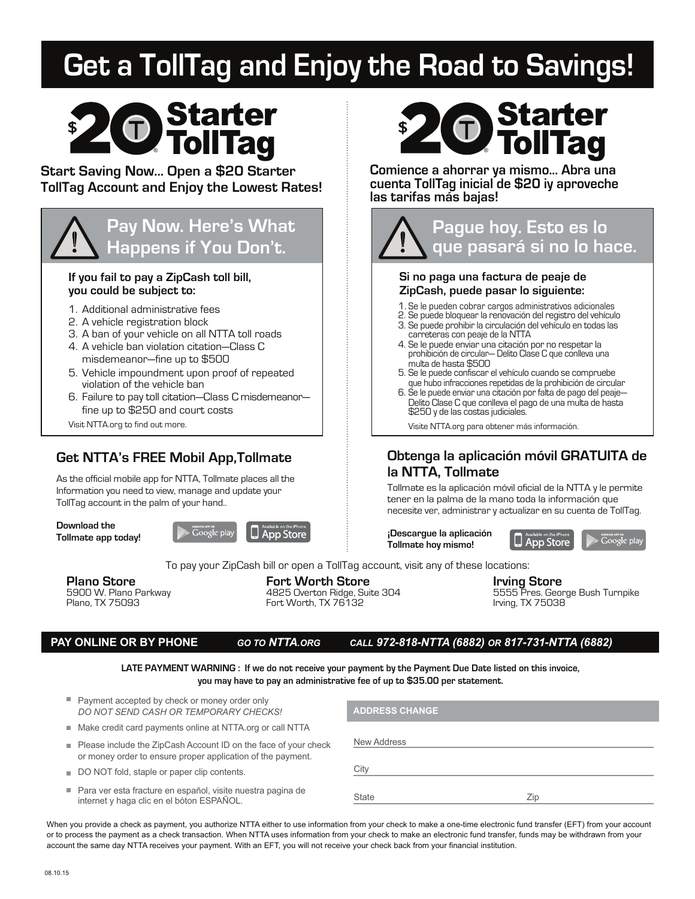# Get a TollTag and Enjoy the Road to Savings!

## $20 Starter TollTag

**Start Saving Now... Open a $20 Starter TollTag Account and Enjoy the Lowest Rates!**

### Pay Now. Here's What Happens if You Don't.

**If you fail to pay a ZipCash toll bill, you could be subject to:**

1. Additional administrative fees
2. A vehicle registration block
3. A ban of your vehicle on all NTTA toll roads
4. A vehicle ban violation citation—Class C misdemeanor—fine up to $500
5. Vehicle impoundment upon proof of repeated violation of the vehicle ban
6. Failure to pay toll citation—Class C misdemeanor—fine up to $250 and court costs

Visit NTTA.org to find out more.

### Get NTTA's FREE Mobil App,Tollmate

As the official mobile app for NTTA, Tollmate places all the Information you need to view, manage and update your TollTag account in the palm of your hand..

**Download the Tollmate app today!**

Google play | App Store

## $20 Starter TollTag

**Comience a ahorrar ya mismo... Abra una cuenta TollTag inicial de $20 iy aproveche las tarifas más bajas!**

### Pague hoy. Esto es lo que pasará si no lo hace.

**Si no paga una factura de peaje de ZipCash, puede pasar lo siguiente:**

1. Se le pueden cobrar cargos administrativos adicionales
2. Se puede bloquear la renovación del registro del vehículo
3. Se puede prohibir la circulación del vehículo en todas las carreteras con peaje de la NTTA
4. Se le puede enviar una citación por no respetar la prohibición de circular— Delito Clase C que conlleva una multa de hasta $500
5. Se le puede confiscar el vehículo cuando se compruebe que hubo infracciones repetidas de la prohibición de circular
6. Se le puede enviar una citación por falta de pago del peaje— Delito Clase C que conlleva el pago de una multa de hasta $250 y de las costas judiciales.

Visite NTTA.org para obtener más información.

### Obtenga la aplicación móvil GRATUITA de la NTTA, Tollmate

Tollmate es la aplicación móvil oficial de la NTTA y le permite tener en la palma de la mano toda la información que necesite ver, administrar y actualizar en su cuenta de TollTag.

**¡Descargue la aplicación Tollmate hoy mismo!**

App Store | Google play

To pay your ZipCash bill or open a TollTag account, visit any of these locations:

**Plano Store**
5900 W. Plano Parkway
Plano, TX 75093

**Fort Worth Store**
4825 Overton Ridge, Suite 304
Fort Worth, TX 76132

**Irving Store**
5555 Pres. George Bush Turnpike
Irving, TX 75038

**PAY ONLINE OR BY PHONE** *GO TO* ***NTTA.ORG*** *CALL* ***972-818-NTTA (6882)*** *OR* ***817-731-NTTA (6882)***

**LATE PAYMENT WARNING : If we do not receive your payment by the Payment Due Date listed on this invoice, you may have to pay an administrative fee of up to $35.00 per statement.**

- Payment accepted by check or money order only
  *DO NOT SEND CASH OR TEMPORARY CHECKS!*
- Make credit card payments online at NTTA.org or call NTTA
- Please include the ZipCash Account ID on the face of your check or money order to ensure proper application of the payment.
- DO NOT fold, staple or paper clip contents.
- Para ver esta fracture en español, visite nuestra pagina de internet y haga clic en el bóton ESPAÑOL.

**ADDRESS CHANGE**

New Address ______________________

City ______________________

State ______________ Zip ______________

When you provide a check as payment, you authorize NTTA either to use information from your check to make a one-time electronic fund transfer (EFT) from your account or to process the payment as a check transaction. When NTTA uses information from your check to make an electronic fund transfer, funds may be withdrawn from your account the same day NTTA receives your payment. With an EFT, you will not receive your check back from your financial institution.

08.10.15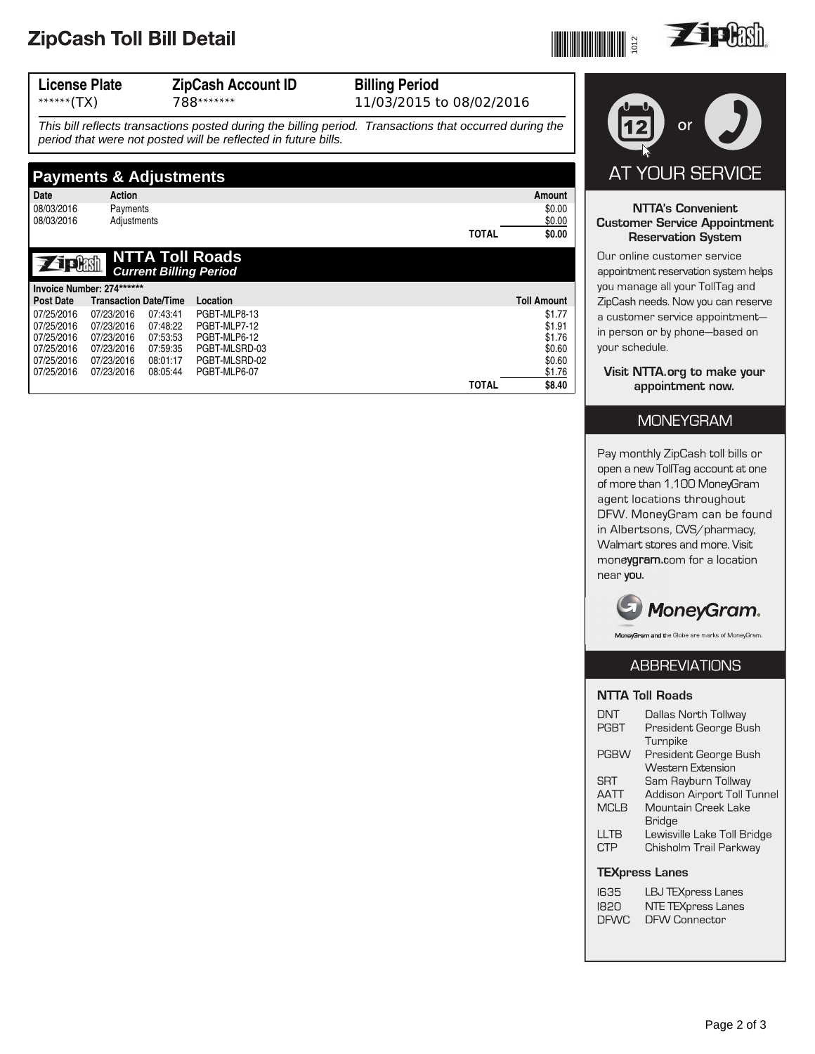# ZipCash Toll Bill Detail

1012

| License Plate | ZipCash Account ID | Billing Period |
|---|---|---|
| ******(TX) | 788******* | 11/03/2015 to 08/02/2016 |

*This bill reflects transactions posted during the billing period. Transactions that occurred during the period that were not posted will be reflected in future bills.*

## Payments & Adjustments

| Date | Action | Amount |
|---|---|---|
| 08/03/2016 | Payments | $0.00 |
| 08/03/2016 | Adjustments | $0.00 |
| | **TOTAL** | **$0.00** |

## NTTA Toll Roads

***Current Billing Period***

**Invoice Number: 274*******

| Post Date | Transaction Date/Time | | Location | Toll Amount |
|---|---|---|---|---|
| 07/25/2016 | 07/23/2016 | 07:43:41 | PGBT-MLP8-13 | $1.77 |
| 07/25/2016 | 07/23/2016 | 07:48:22 | PGBT-MLP7-12 | $1.91 |
| 07/25/2016 | 07/23/2016 | 07:53:53 | PGBT-MLP6-12 | $1.76 |
| 07/25/2016 | 07/23/2016 | 07:59:35 | PGBT-MLSRD-03 | $0.60 |
| 07/25/2016 | 07/23/2016 | 08:01:17 | PGBT-MLSRD-02 | $0.60 |
| 07/25/2016 | 07/23/2016 | 08:05:44 | PGBT-MLP6-07 | $1.76 |
| | | | **TOTAL** | **$8.40** |

or

## AT YOUR SERVICE

**NTTA's Convenient Customer Service Appointment Reservation System**

Our online customer service appointment reservation system helps you manage all your TollTag and ZipCash needs. Now you can reserve a customer service appointment—in person or by phone—based on your schedule.

**Visit NTTA.org to make your appointment now.**

## MONEYGRAM

Pay monthly ZipCash toll bills or open a new TollTag account at one of more than 1,100 MoneyGram agent locations throughout DFW. MoneyGram can be found in Albertsons, CVS/pharmacy, Walmart stores and more. Visit moneygram.com for a location near you.

MoneyGram and the Globe are marks of MoneyGram.

## ABBREVIATIONS

**NTTA Toll Roads**

| | |
|---|---|
| DNT | Dallas North Tollway |
| PGBT | President George Bush Turnpike |
| PGBW | President George Bush Western Extension |
| SRT | Sam Rayburn Tollway |
| AATT | Addison Airport Toll Tunnel |
| MCLB | Mountain Creek Lake Bridge |
| LLTB | Lewisville Lake Toll Bridge |
| CTP | Chisholm Trail Parkway |

**TEXpress Lanes**

| | |
|---|---|
| I635 | LBJ TEXpress Lanes |
| I820 | NTE TEXpress Lanes |
| DFWC | DFW Connector |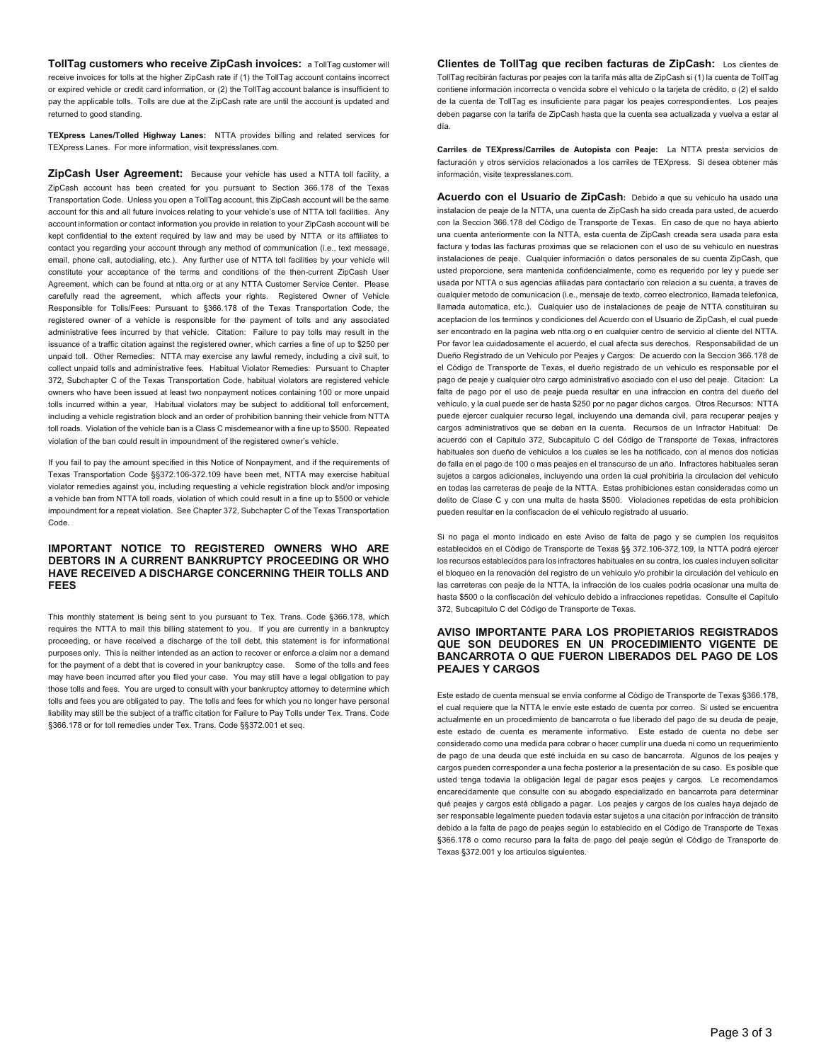**TollTag customers who receive ZipCash invoices:** a TollTag customer will receive invoices for tolls at the higher ZipCash rate if (1) the TollTag account contains incorrect or expired vehicle or credit card information, or (2) the TollTag account balance is insufficient to pay the applicable tolls. Tolls are due at the ZipCash rate are until the account is updated and returned to good standing.

**TEXpress Lanes/Tolled Highway Lanes:** NTTA provides billing and related services for TEXpress Lanes. For more information, visit texpresslanes.com.

**ZipCash User Agreement:** Because your vehicle has used a NTTA toll facility, a ZipCash account has been created for you pursuant to Section 366.178 of the Texas Transportation Code. Unless you open a TollTag account, this ZipCash account will be the same account for this and all future invoices relating to your vehicle's use of NTTA toll facilities. Any account information or contact information you provide in relation to your ZipCash account will be kept confidential to the extent required by law and may be used by NTTA or its affiliates to contact you regarding your account through any method of communication (i.e., text message, email, phone call, autodialing, etc.). Any further use of NTTA toll facilities by your vehicle will constitute your acceptance of the terms and conditions of the then-current ZipCash User Agreement, which can be found at ntta.org or at any NTTA Customer Service Center. Please carefully read the agreement, which affects your rights. Registered Owner of Vehicle Responsible for Tolls/Fees: Pursuant to §366.178 of the Texas Transportation Code, the registered owner of a vehicle is responsible for the payment of tolls and any associated administrative fees incurred by that vehicle. Citation: Failure to pay tolls may result in the issuance of a traffic citation against the registered owner, which carries a fine of up to $250 per unpaid toll. Other Remedies: NTTA may exercise any lawful remedy, including a civil suit, to collect unpaid tolls and administrative fees. Habitual Violator Remedies: Pursuant to Chapter 372, Subchapter C of the Texas Transportation Code, habitual violators are registered vehicle owners who have been issued at least two nonpayment notices containing 100 or more unpaid tolls incurred within a year, Habitual violators may be subject to additional toll enforcement, including a vehicle registration block and an order of prohibition banning their vehicle from NTTA toll roads. Violation of the vehicle ban is a Class C misdemeanor with a fine up to $500. Repeated violation of the ban could result in impoundment of the registered owner's vehicle.

If you fail to pay the amount specified in this Notice of Nonpayment, and if the requirements of Texas Transportation Code §§372.106-372.109 have been met, NTTA may exercise habitual violator remedies against you, including requesting a vehicle registration block and/or imposing a vehicle ban from NTTA toll roads, violation of which could result in a fine up to $500 or vehicle impoundment for a repeat violation. See Chapter 372, Subchapter C of the Texas Transportation Code.

### IMPORTANT NOTICE TO REGISTERED OWNERS WHO ARE DEBTORS IN A CURRENT BANKRUPTCY PROCEEDING OR WHO HAVE RECEIVED A DISCHARGE CONCERNING THEIR TOLLS AND FEES

This monthly statement is being sent to you pursuant to Tex. Trans. Code §366.178, which requires the NTTA to mail this billing statement to you. If you are currently in a bankruptcy proceeding, or have received a discharge of the toll debt, this statement is for informational purposes only. This is neither intended as an action to recover or enforce a claim nor a demand for the payment of a debt that is covered in your bankruptcy case. Some of the tolls and fees may have been incurred after you filed your case. You may still have a legal obligation to pay those tolls and fees. You are urged to consult with your bankruptcy attorney to determine which tolls and fees you are obligated to pay. The tolls and fees for which you no longer have personal liability may still be the subject of a traffic citation for Failure to Pay Tolls under Tex. Trans. Code §366.178 or for toll remedies under Tex. Trans. Code §§372.001 et seq.

**Clientes de TollTag que reciben facturas de ZipCash:** Los clientes de TollTag recibirán facturas por peajes con la tarifa más alta de ZipCash si (1) la cuenta de TollTag contiene información incorrecta o vencida sobre el vehículo o la tarjeta de crédito, o (2) el saldo de la cuenta de TollTag es insuficiente para pagar los peajes correspondientes. Los peajes deben pagarse con la tarifa de ZipCash hasta que la cuenta sea actualizada y vuelva a estar al día.

**Carriles de TEXpress/Carriles de Autopista con Peaje:** La NTTA presta servicios de facturación y otros servicios relacionados a los carriles de TEXpress. Si desea obtener más información, visite texpresslanes.com.

**Acuerdo con el Usuario de ZipCash:** Debido a que su vehiculo ha usado una instalacion de peaje de la NTTA, una cuenta de ZipCash ha sido creada para usted, de acuerdo con la Seccion 366.178 del Código de Transporte de Texas. En caso de que no haya abierto una cuenta anteriormente con la NTTA, esta cuenta de ZipCash creada sera usada para esta factura y todas las facturas proximas que se relacionen con el uso de su vehiculo en nuestras instalaciones de peaje. Cualquier información o datos personales de su cuenta ZipCash, que usted proporcione, sera mantenida confidencialmente, como es requerido por ley y puede ser usada por NTTA o sus agencias afiliadas para contactarlo con relacion a su cuenta, a traves de cualquier metodo de comunicacion (i.e., mensaje de texto, correo electronico, llamada telefonica, llamada automatica, etc.). Cualquier uso de instalaciones de peaje de NTTA constituiran su aceptacion de los terminos y condiciones del Acuerdo con el Usuario de ZipCash, el cual puede ser encontrado en la pagina web ntta.org o en cualquier centro de servicio al cliente del NTTA. Por favor lea cuidadosamente el acuerdo, el cual afecta sus derechos. Responsabilidad de un Dueño Registrado de un Vehiculo por Peajes y Cargos: De acuerdo con la Seccion 366.178 de el Código de Transporte de Texas, el dueño registrado de un vehiculo es responsable por el pago de peaje y cualquier otro cargo administrativo asociado con el uso del peaje. Citacion: La falta de pago por el uso de peaje pueda resultar en una infraccion en contra del dueño del vehiculo, y la cual puede ser de hasta $250 por no pagar dichos cargos. Otros Recursos: NTTA puede ejercer cualquier recurso legal, incluyendo una demanda civil, para recuperar peajes y cargos administrativos que se deban en la cuenta. Recursos de un Infractor Habitual: De acuerdo con el Capitulo 372, Subcapitulo C del Código de Transporte de Texas, infractores habituales son dueño de vehiculos a los cuales se les ha notificado, con al menos dos noticias de falla en el pago de 100 o mas peajes en el transcurso de un año. Infractores habituales seran sujetos a cargos adicionales, incluyendo una orden la cual prohibiria la circulacion del vehiculo en todas las carreteras de peaje de la NTTA. Estas prohibiciones estan consideradas como un delito de Clase C y con una multa de hasta $500. Violaciones repetidas de esta prohibicion pueden resultar en la confiscacion de el vehiculo registrado al usuario.

Si no paga el monto indicado en este Aviso de falta de pago y se cumplen los requisitos establecidos en el Código de Transporte de Texas §§ 372.106-372.109, la NTTA podrá ejercer los recursos establecidos para los infractores habituales en su contra, los cuales incluyen solicitar el bloqueo en la renovación del registro de un vehículo y/o prohibir la circulación del vehículo en las carreteras con peaje de la NTTA, la infracción de los cuales podría ocasionar una multa de hasta $500 o la confiscación del vehículo debido a infracciones repetidas. Consulte el Capítulo 372, Subcapítulo C del Código de Transporte de Texas.

### AVISO IMPORTANTE PARA LOS PROPIETARIOS REGISTRADOS QUE SON DEUDORES EN UN PROCEDIMIENTO VIGENTE DE BANCARROTA O QUE FUERON LIBERADOS DEL PAGO DE LOS PEAJES Y CARGOS

Este estado de cuenta mensual se envía conforme al Código de Transporte de Texas §366.178, el cual requiere que la NTTA le envíe este estado de cuenta por correo. Si usted se encuentra actualmente en un procedimiento de bancarrota o fue liberado del pago de su deuda de peaje, este estado de cuenta es meramente informativo. Este estado de cuenta no debe ser considerado como una medida para cobrar o hacer cumplir una dueda ni como un requerimiento de pago de una deuda que esté incluida en su caso de bancarrota. Algunos de los peajes y cargos pueden corresponder a una fecha posterior a la presentación de su caso. Es posible que usted tenga todavia la obligación legal de pagar esos peajes y cargos. Le recomendamos encarecidamente que consulte con su abogado especializado en bancarrota para determinar qué peajes y cargos está obligado a pagar. Los peajes y cargos de los cuales haya dejado de ser responsable legalmente pueden todavia estar sujetos a una citación por infracción de tránsito debido a la falta de pago de peajes según lo establecido en el Código de Transporte de Texas §366.178 o como recurso para la falta de pago del peaje según el Código de Transporte de Texas §372.001 y los articulos siguientes.